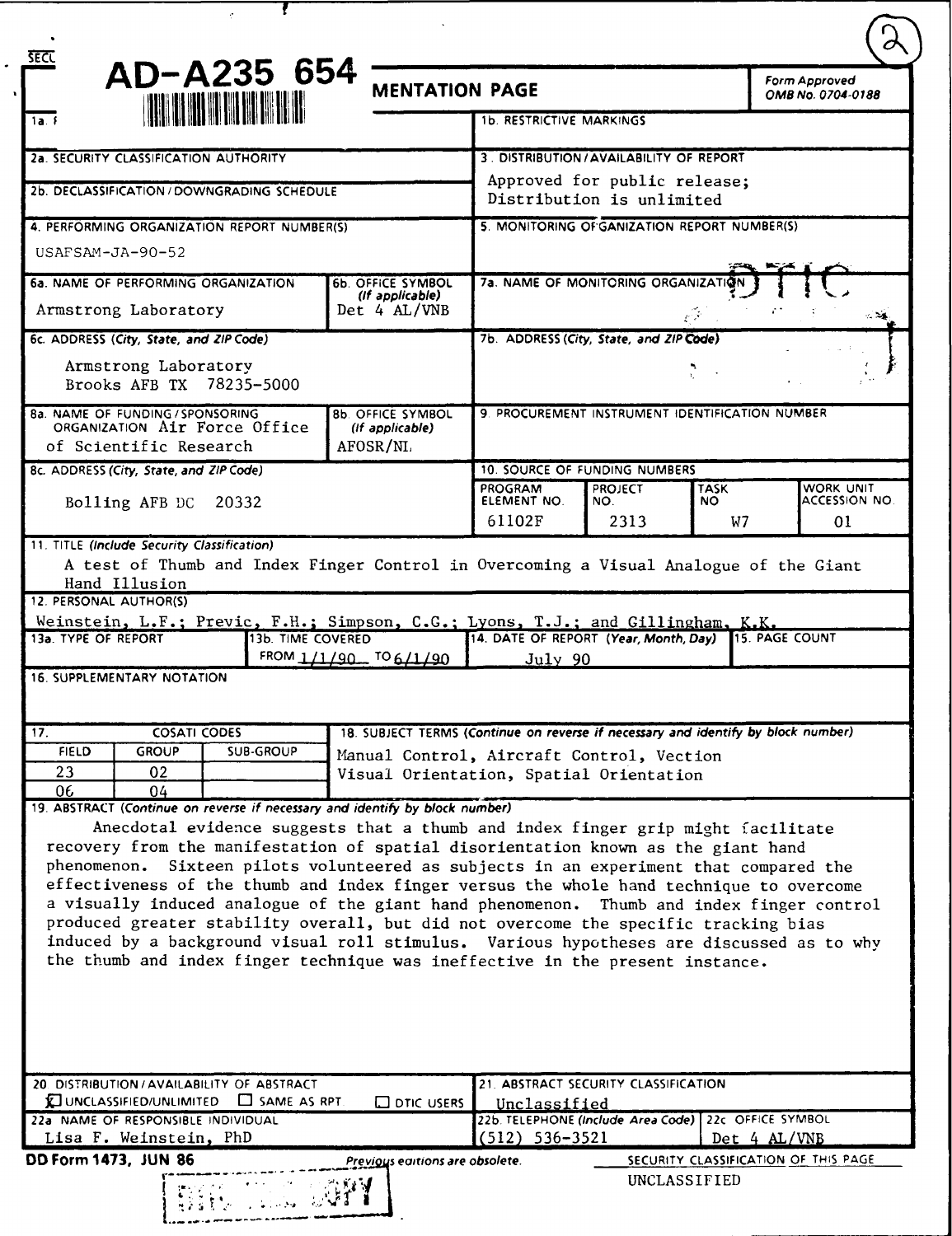AD-A235 654

# REPORT DOCUMENTATION PAGE

Form Approved OMB No. 0704-0188

| Field | Content |
|---|---|
| 1a. REPORT SECURITY CLASSIFICATION | |
| 1b. RESTRICTIVE MARKINGS | |
| 2a. SECURITY CLASSIFICATION AUTHORITY | |
| 2b. DECLASSIFICATION / DOWNGRADING SCHEDULE | |
| 3. DISTRIBUTION / AVAILABILITY OF REPORT | Approved for public release; Distribution is unlimited |
| 4. PERFORMING ORGANIZATION REPORT NUMBER(S) | USAFSAM-JA-90-52 |
| 5. MONITORING ORGANIZATION REPORT NUMBER(S) | |
| 6a. NAME OF PERFORMING ORGANIZATION | Armstrong Laboratory |
| 6b. OFFICE SYMBOL (If applicable) | Det 4 AL/VNB |
| 7a. NAME OF MONITORING ORGANIZATION | |
| 6c. ADDRESS (City, State, and ZIP Code) | Armstrong Laboratory, Brooks AFB TX 78235-5000 |
| 7b. ADDRESS (City, State, and ZIP Code) | |
| 8a. NAME OF FUNDING / SPONSORING ORGANIZATION | Air Force Office of Scientific Research |
| 8b. OFFICE SYMBOL (If applicable) | AFOSR/NL |
| 9. PROCUREMENT INSTRUMENT IDENTIFICATION NUMBER | |
| 8c. ADDRESS (City, State, and ZIP Code) | Bolling AFB DC 20332 |

10. SOURCE OF FUNDING NUMBERS

| PROGRAM ELEMENT NO. | PROJECT NO. | TASK NO | WORK UNIT ACCESSION NO. |
|---|---|---|---|
| 61102F | 2313 | W7 | 01 |

11. TITLE (Include Security Classification)

A test of Thumb and Index Finger Control in Overcoming a Visual Analogue of the Giant Hand Illusion

12. PERSONAL AUTHOR(S)

Weinstein, L.F.; Previc, F.H.; Simpson, C.G.; Lyons, T.J.; and Gillingham, K.K.

| 13a. TYPE OF REPORT | 13b. TIME COVERED | 14. DATE OF REPORT (Year, Month, Day) | 15. PAGE COUNT |
|---|---|---|---|
| | FROM 1/1/90 TO 6/1/90 | July 90 | |

16. SUPPLEMENTARY NOTATION

17. COSATI CODES

| FIELD | GROUP | SUB-GROUP |
|---|---|---|
| 23 | 02 | |
| 06 | 04 | |

18. SUBJECT TERMS (Continue on reverse if necessary and identify by block number)

Manual Control, Aircraft Control, Vection
Visual Orientation, Spatial Orientation

19. ABSTRACT (Continue on reverse if necessary and identify by block number)

Anecdotal evidence suggests that a thumb and index finger grip might facilitate recovery from the manifestation of spatial disorientation known as the giant hand phenomenon. Sixteen pilots volunteered as subjects in an experiment that compared the effectiveness of the thumb and index finger versus the whole hand technique to overcome a visually induced analogue of the giant hand phenomenon. Thumb and index finger control produced greater stability overall, but did not overcome the specific tracking bias induced by a background visual roll stimulus. Various hypotheses are discussed as to why the thumb and index finger technique was ineffective in the present instance.

| 20. DISTRIBUTION / AVAILABILITY OF ABSTRACT | 21. ABSTRACT SECURITY CLASSIFICATION |
|---|---|
| ☒ UNCLASSIFIED/UNLIMITED ☐ SAME AS RPT ☐ DTIC USERS | Unclassified |

| 22a. NAME OF RESPONSIBLE INDIVIDUAL | 22b. TELEPHONE (Include Area Code) | 22c. OFFICE SYMBOL |
|---|---|---|
| Lisa F. Weinstein, PhD | (512) 536-3521 | Det 4 AL/VNB |

DD Form 1473, JUN 86 — Previous editions are obsolete.

SECURITY CLASSIFICATION OF THIS PAGE: UNCLASSIFIED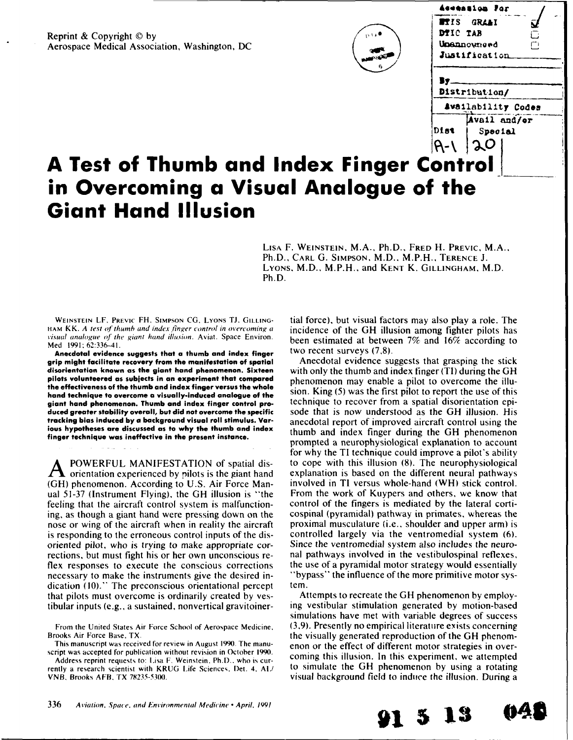Reprint & Copyright © by
Aerospace Medical Association, Washington, DC

# A Test of Thumb and Index Finger Control in Overcoming a Visual Analogue of the Giant Hand Illusion

LISA F. WEINSTEIN, M.A., Ph.D., FRED H. PREVIC, M.A., Ph.D., CARL G. SIMPSON, M.D., M.P.H., TERENCE J. LYONS, M.D., M.P.H., and KENT K. GILLINGHAM, M.D. Ph.D.

WEINSTEIN LF, PREVIC FH, SIMPSON CG, LYONS TJ, GILLINGHAM KK. *A test of thumb and index finger control in overcoming a visual analogue of the giant hand illusion.* Aviat. Space Environ. Med 1991; 62:336–41.

**Anecdotal evidence suggests that a thumb and index finger grip might facilitate recovery from the manifestation of spatial disorientation known as the giant hand phenomenon. Sixteen pilots volunteered as subjects in an experiment that compared the effectiveness of the thumb and index finger versus the whole hand technique to overcome a visually-induced analogue of the giant hand phenomenon. Thumb and index finger control produced greater stability overall, but did not overcome the specific tracking bias induced by a background visual roll stimulus. Various hypotheses are discussed as to why the thumb and index finger technique was ineffective in the present instance.**

A POWERFUL MANIFESTATION of spatial disorientation experienced by pilots is the giant hand (GH) phenomenon. According to U.S. Air Force Manual 51-37 (Instrument Flying), the GH illusion is "the feeling that the aircraft control system is malfunctioning, as though a giant hand were pressing down on the nose or wing of the aircraft when in reality the aircraft is responding to the erroneous control inputs of the disoriented pilot, who is trying to make appropriate corrections, but must fight his or her own unconscious reflex responses to execute the conscious corrections necessary to make the instruments give the desired indication (10)." The preconscious orientational percept that pilots must overcome is ordinarily created by vestibular inputs (e.g., a sustained, nonvertical gravitoinertial force), but visual factors may also play a role. The incidence of the GH illusion among fighter pilots has been estimated at between 7% and 16% according to two recent surveys (7,8).

Anecdotal evidence suggests that grasping the stick with only the thumb and index finger (TI) during the GH phenomenon may enable a pilot to overcome the illusion. King (5) was the first pilot to report the use of this technique to recover from a spatial disorientation episode that is now understood as the GH illusion. His anecdotal report of improved aircraft control using the thumb and index finger during the GH phenomenon prompted a neurophysiological explanation to account for why the TI technique could improve a pilot's ability to cope with this illusion (8). The neurophysiological explanation is based on the different neural pathways involved in TI versus whole-hand (WH) stick control. From the work of Kuypers and others, we know that control of the fingers is mediated by the lateral corticospinal (pyramidal) pathway in primates, whereas the proximal musculature (i.e., shoulder and upper arm) is controlled largely via the ventromedial system (6). Since the ventromedial system also includes the neuronal pathways involved in the vestibulospinal reflexes, the use of a pyramidal motor strategy would essentially "bypass" the influence of the more primitive motor system.

Attempts to recreate the GH phenomenon by employing vestibular stimulation generated by motion-based simulations have met with variable degrees of success (3,9). Presently no empirical literature exists concerning the visually generated reproduction of the GH phenomenon or the effect of different motor strategies in overcoming this illusion. In this experiment, we attempted to simulate the GH phenomenon by using a rotating visual background field to induce the illusion. During a

From the United States Air Force School of Aerospace Medicine, Brooks Air Force Base, TX.

This manuscript was received for review in August 1990. The manuscript was accepted for publication without revision in October 1990.

Address reprint requests to: Lisa F. Weinstein, Ph.D., who is currently a research scientist with KRUG Life Sciences, Det. 4, AL/VNB, Brooks AFB, TX 78235-5300.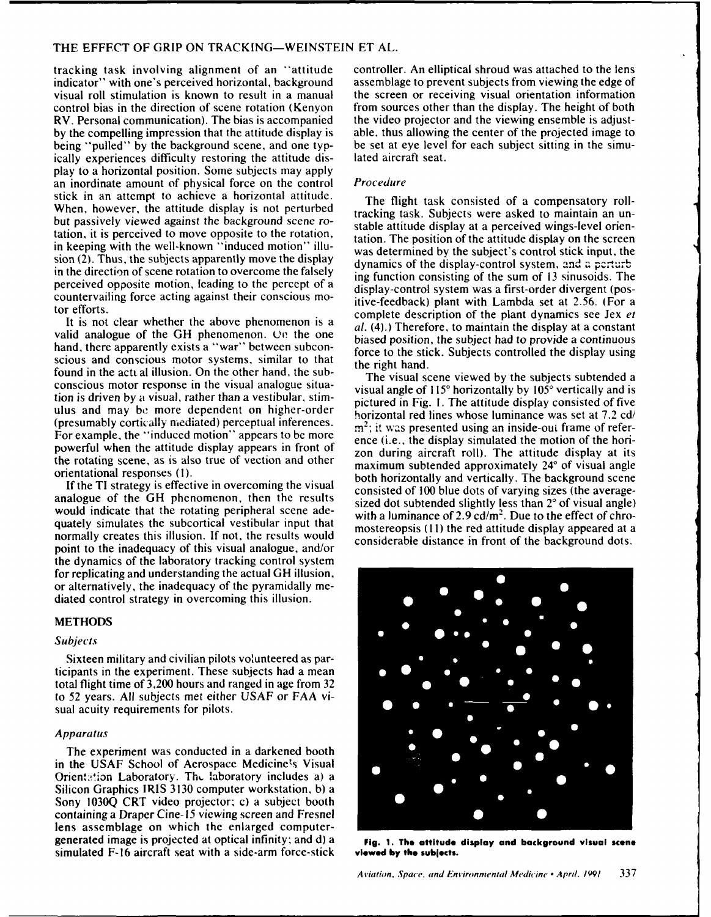tracking task involving alignment of an "attitude indicator" with one's perceived horizontal, background visual roll stimulation is known to result in a manual control bias in the direction of scene rotation (Kenyon RV. Personal communication). The bias is accompanied by the compelling impression that the attitude display is being "pulled" by the background scene, and one typically experiences difficulty restoring the attitude display to a horizontal position. Some subjects may apply an inordinate amount of physical force on the control stick in an attempt to achieve a horizontal attitude. When, however, the attitude display is not perturbed but passively viewed against the background scene rotation, it is perceived to move opposite to the rotation, in keeping with the well-known "induced motion" illusion (2). Thus, the subjects apparently move the display in the direction of scene rotation to overcome the falsely perceived opposite motion, leading to the percept of a countervailing force acting against their conscious motor efforts.

It is not clear whether the above phenomenon is a valid analogue of the GH phenomenon. On the one hand, there apparently exists a "war" between subconscious and conscious motor systems, similar to that found in the actual illusion. On the other hand, the subconscious motor response in the visual analogue situation is driven by a visual, rather than a vestibular, stimulus and may be more dependent on higher-order (presumably cortically mediated) perceptual inferences. For example, the "induced motion" appears to be more powerful when the attitude display appears in front of the rotating scene, as is also true of vection and other orientational responses (1).

If the TI strategy is effective in overcoming the visual analogue of the GH phenomenon, then the results would indicate that the rotating peripheral scene adequately simulates the subcortical vestibular input that normally creates this illusion. If not, the results would point to the inadequacy of this visual analogue, and/or the dynamics of the laboratory tracking control system for replicating and understanding the actual GH illusion, or alternatively, the inadequacy of the pyramidally mediated control strategy in overcoming this illusion.

## METHODS

### *Subjects*

Sixteen military and civilian pilots volunteered as participants in the experiment. These subjects had a mean total flight time of 3,200 hours and ranged in age from 32 to 52 years. All subjects met either USAF or FAA visual acuity requirements for pilots.

### *Apparatus*

The experiment was conducted in a darkened booth in the USAF School of Aerospace Medicine's Visual Orientation Laboratory. The laboratory includes a) a Silicon Graphics IRIS 3130 computer workstation, b) a Sony 1030Q CRT video projector; c) a subject booth containing a Draper Cine-15 viewing screen and Fresnel lens assemblage on which the enlarged computer-generated image is projected at optical infinity; and d) a simulated F-16 aircraft seat with a side-arm force-stick controller. An elliptical shroud was attached to the lens assemblage to prevent subjects from viewing the edge of the screen or receiving visual orientation information from sources other than the display. The height of both the video projector and the viewing ensemble is adjustable, thus allowing the center of the projected image to be set at eye level for each subject sitting in the simulated aircraft seat.

### *Procedure*

The flight task consisted of a compensatory roll-tracking task. Subjects were asked to maintain an unstable attitude display at a perceived wings-level orientation. The position of the attitude display on the screen was determined by the subject's control stick input, the dynamics of the display-control system, and a perturbing function consisting of the sum of 13 sinusoids. The display-control system was a first-order divergent (positive-feedback) plant with Lambda set at 2.56. (For a complete description of the plant dynamics see Jex *et al.* (4).) Therefore, to maintain the display at a constant biased position, the subject had to provide a continuous force to the stick. Subjects controlled the display using the right hand.

The visual scene viewed by the subjects subtended a visual angle of 115° horizontally by 105° vertically and is pictured in Fig. 1. The attitude display consisted of five horizontal red lines whose luminance was set at 7.2 cd/m$^2$; it was presented using an inside-out frame of reference (i.e., the display simulated the motion of the horizon during aircraft roll). The attitude display at its maximum subtended approximately 24° of visual angle both horizontally and vertically. The background scene consisted of 100 blue dots of varying sizes (the average-sized dot subtended slightly less than 2° of visual angle) with a luminance of 2.9 cd/m$^2$. Due to the effect of chromostereopsis (11) the red attitude display appeared at a considerable distance in front of the background dots.

**Fig. 1. The attitude display and background visual scene viewed by the subjects.**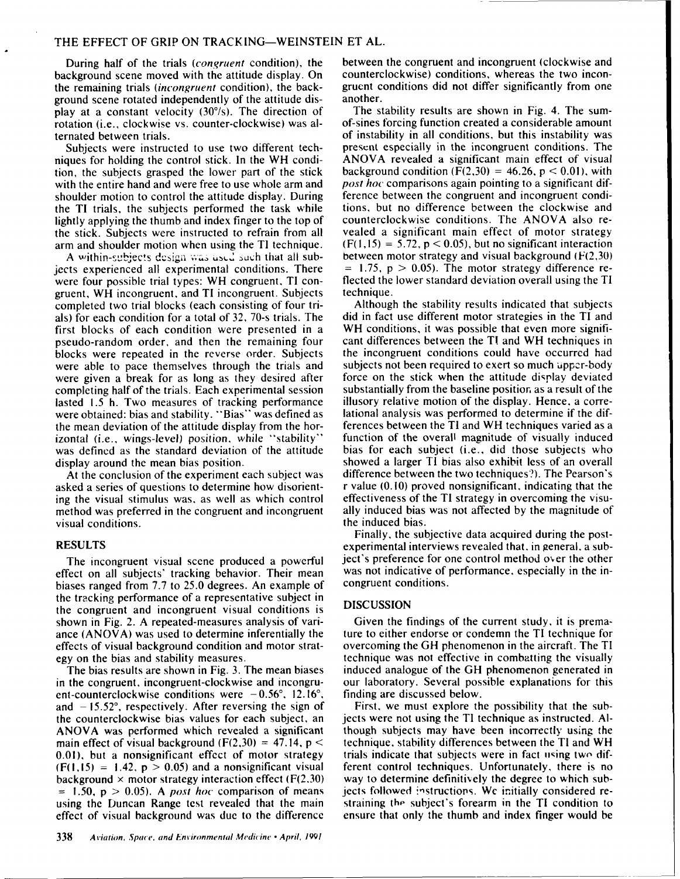During half of the trials (*congruent* condition), the background scene moved with the attitude display. On the remaining trials (*incongruent* condition), the background scene rotated independently of the attitude display at a constant velocity (30°/s). The direction of rotation (i.e., clockwise vs. counter-clockwise) was alternated between trials.

Subjects were instructed to use two different techniques for holding the control stick. In the WH condition, the subjects grasped the lower part of the stick with the entire hand and were free to use whole arm and shoulder motion to control the attitude display. During the TI trials, the subjects performed the task while lightly applying the thumb and index finger to the top of the stick. Subjects were instructed to refrain from all arm and shoulder motion when using the TI technique.

A within-subjects design was used such that all subjects experienced all experimental conditions. There were four possible trial types: WH congruent, TI congruent, WH incongruent, and TI incongruent. Subjects completed two trial blocks (each consisting of four trials) for each condition for a total of 32, 70-s trials. The first blocks of each condition were presented in a pseudo-random order, and then the remaining four blocks were repeated in the reverse order. Subjects were able to pace themselves through the trials and were given a break for as long as they desired after completing half of the trials. Each experimental session lasted 1.5 h. Two measures of tracking performance were obtained: bias and stability. "Bias" was defined as the mean deviation of the attitude display from the horizontal (i.e., wings-level) position, while "stability" was defined as the standard deviation of the attitude display around the mean bias position.

At the conclusion of the experiment each subject was asked a series of questions to determine how disorienting the visual stimulus was, as well as which control method was preferred in the congruent and incongruent visual conditions.

## RESULTS

The incongruent visual scene produced a powerful effect on all subjects' tracking behavior. Their mean biases ranged from 7.7 to 25.0 degrees. An example of the tracking performance of a representative subject in the congruent and incongruent visual conditions is shown in Fig. 2. A repeated-measures analysis of variance (ANOVA) was used to determine inferentially the effects of visual background condition and motor strategy on the bias and stability measures.

The bias results are shown in Fig. 3. The mean biases in the congruent, incongruent-clockwise and incongruent-counterclockwise conditions were −0.56°, 12.16°, and −15.52°, respectively. After reversing the sign of the counterclockwise bias values for each subject, an ANOVA was performed which revealed a significant main effect of visual background ($F(2,30) = 47.14$, $p < 0.01$), but a nonsignificant effect of motor strategy ($F(1,15) = 1.42$, $p > 0.05$) and a nonsignificant visual background × motor strategy interaction effect ($F(2,30) = 1.50$, $p > 0.05$). A *post hoc* comparison of means using the Duncan Range test revealed that the main effect of visual background was due to the difference between the congruent and incongruent (clockwise and counterclockwise) conditions, whereas the two incongruent conditions did not differ significantly from one another.

The stability results are shown in Fig. 4. The sum-of-sines forcing function created a considerable amount of instability in all conditions, but this instability was present especially in the incongruent conditions. The ANOVA revealed a significant main effect of visual background condition ($F(2,30) = 46.26$, $p < 0.01$), with *post hoc* comparisons again pointing to a significant difference between the congruent and incongruent conditions, but no difference between the clockwise and counterclockwise conditions. The ANOVA also revealed a significant main effect of motor strategy ($F(1,15) = 5.72$, $p < 0.05$), but no significant interaction between motor strategy and visual background ($F(2,30) = 1.75$, $p > 0.05$). The motor strategy difference reflected the lower standard deviation overall using the TI technique.

Although the stability results indicated that subjects did in fact use different motor strategies in the TI and WH conditions, it was possible that even more significant differences between the TI and WH techniques in the incongruent conditions could have occurred had subjects not been required to exert so much upper-body force on the stick when the attitude display deviated substantially from the baseline position as a result of the illusory relative motion of the display. Hence, a correlational analysis was performed to determine if the differences between the TI and WH techniques varied as a function of the overall magnitude of visually induced bias for each subject (i.e., did those subjects who showed a larger TI bias also exhibit less of an overall difference between the two techniques?). The Pearson's r value (0.10) proved nonsignificant, indicating that the effectiveness of the TI strategy in overcoming the visually induced bias was not affected by the magnitude of the induced bias.

Finally, the subjective data acquired during the post-experimental interviews revealed that, in general, a subject's preference for one control method over the other was not indicative of performance, especially in the incongruent conditions.

## DISCUSSION

Given the findings of the current study, it is premature to either endorse or condemn the TI technique for overcoming the GH phenomenon in the aircraft. The TI technique was not effective in combatting the visually induced analogue of the GH phenomenon generated in our laboratory. Several possible explanations for this finding are discussed below.

First, we must explore the possibility that the subjects were not using the TI technique as instructed. Although subjects may have been incorrectly using the technique, stability differences between the TI and WH trials indicate that subjects were in fact using two different control techniques. Unfortunately, there is no way to determine definitively the degree to which subjects followed instructions. We initially considered restraining the subject's forearm in the TI condition to ensure that only the thumb and index finger would be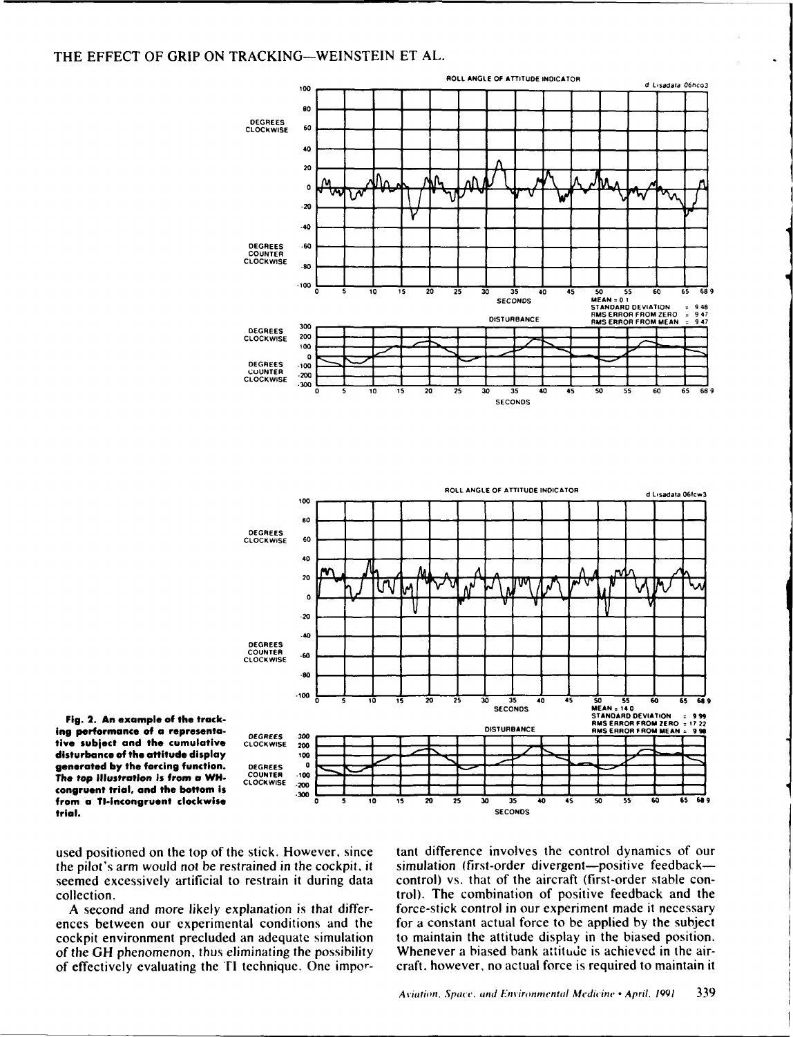Fig. 2. An example of the tracking performance of a representative subject and the cumulative disturbance of the attitude display generated by the forcing function. The top illustration is from a WH-congruent trial, and the bottom is from a TI-incongruent clockwise trial.

used positioned on the top of the stick. However, since the pilot's arm would not be restrained in the cockpit, it seemed excessively artificial to restrain it during data collection.

A second and more likely explanation is that differences between our experimental conditions and the cockpit environment precluded an adequate simulation of the GH phenomenon, thus eliminating the possibility of effectively evaluating the TI technique. One important difference involves the control dynamics of our simulation (first-order divergent—positive feedback—control) vs. that of the aircraft (first-order stable control). The combination of positive feedback and the force-stick control in our experiment made it necessary for a constant actual force to be applied by the subject to maintain the attitude display in the biased position. Whenever a biased bank attitude is achieved in the aircraft, however, no actual force is required to maintain it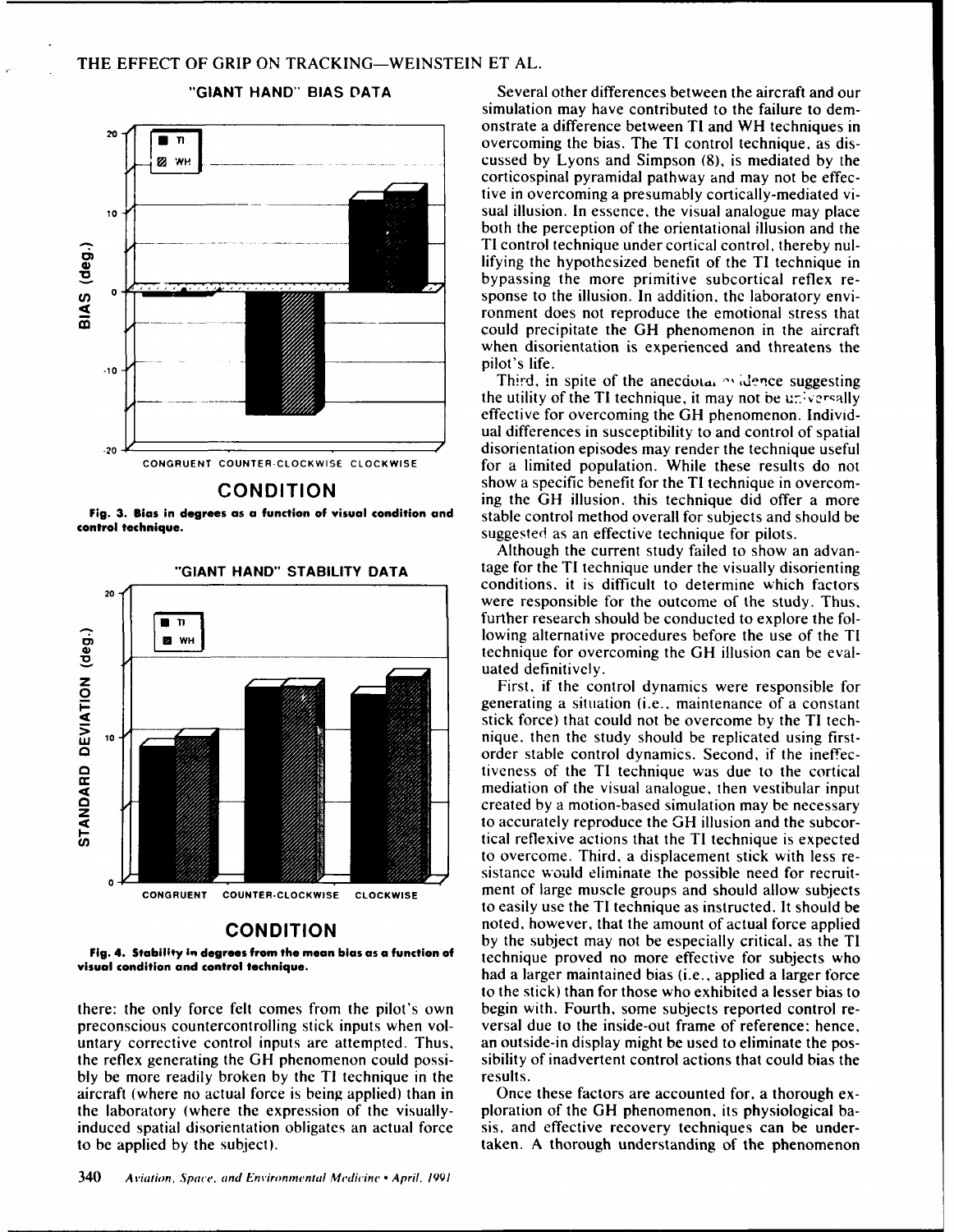"GIANT HAND" BIAS DATA

Fig. 3. Bias in degrees as a function of visual condition and control technique.

"GIANT HAND" STABILITY DATA

Fig. 4. Stability in degrees from the mean bias as a function of visual condition and control technique.

there: the only force felt comes from the pilot's own preconscious countercontrolling stick inputs when voluntary corrective control inputs are attempted. Thus, the reflex generating the GH phenomenon could possibly be more readily broken by the TI technique in the aircraft (where no actual force is being applied) than in the laboratory (where the expression of the visually-induced spatial disorientation obligates an actual force to be applied by the subject).

Several other differences between the aircraft and our simulation may have contributed to the failure to demonstrate a difference between TI and WH techniques in overcoming the bias. The TI control technique, as discussed by Lyons and Simpson (8), is mediated by the corticospinal pyramidal pathway and may not be effective in overcoming a presumably cortically-mediated visual illusion. In essence, the visual analogue may place both the perception of the orientational illusion and the TI control technique under cortical control, thereby nullifying the hypothesized benefit of the TI technique in bypassing the more primitive subcortical reflex response to the illusion. In addition, the laboratory environment does not reproduce the emotional stress that could precipitate the GH phenomenon in the aircraft when disorientation is experienced and threatens the pilot's life.

Third, in spite of the anecdotal evidence suggesting the utility of the TI technique, it may not be universally effective for overcoming the GH phenomenon. Individual differences in susceptibility to and control of spatial disorientation episodes may render the technique useful for a limited population. While these results do not show a specific benefit for the TI technique in overcoming the GH illusion, this technique did offer a more stable control method overall for subjects and should be suggested as an effective technique for pilots.

Although the current study failed to show an advantage for the TI technique under the visually disorienting conditions, it is difficult to determine which factors were responsible for the outcome of the study. Thus, further research should be conducted to explore the following alternative procedures before the use of the TI technique for overcoming the GH illusion can be evaluated definitively.

First, if the control dynamics were responsible for generating a situation (i.e., maintenance of a constant stick force) that could not be overcome by the TI technique, then the study should be replicated using first-order stable control dynamics. Second, if the ineffectiveness of the TI technique was due to the cortical mediation of the visual analogue, then vestibular input created by a motion-based simulation may be necessary to accurately reproduce the GH illusion and the subcortical reflexive actions that the TI technique is expected to overcome. Third, a displacement stick with less resistance would eliminate the possible need for recruitment of large muscle groups and should allow subjects to easily use the TI technique as instructed. It should be noted, however, that the amount of actual force applied by the subject may not be especially critical, as the TI technique proved no more effective for subjects who had a larger maintained bias (i.e., applied a larger force to the stick) than for those who exhibited a lesser bias to begin with. Fourth, some subjects reported control reversal due to the inside-out frame of reference; hence, an outside-in display might be used to eliminate the possibility of inadvertent control actions that could bias the results.

Once these factors are accounted for, a thorough exploration of the GH phenomenon, its physiological basis, and effective recovery techniques can be undertaken. A thorough understanding of the phenomenon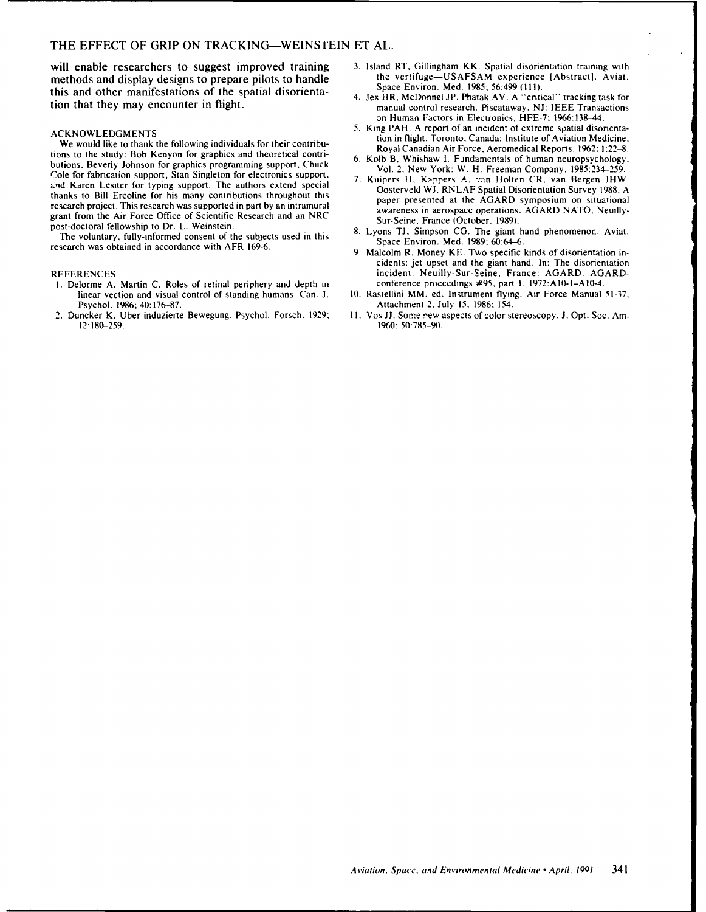will enable researchers to suggest improved training methods and display designs to prepare pilots to handle this and other manifestations of the spatial disorientation that they may encounter in flight.

## ACKNOWLEDGMENTS

We would like to thank the following individuals for their contributions to the study: Bob Kenyon for graphics and theoretical contributions, Beverly Johnson for graphics programming support, Chuck Cole for fabrication support, Stan Singleton for electronics support, and Karen Lesiter for typing support. The authors extend special thanks to Bill Ercoline for his many contributions throughout this research project. This research was supported in part by an intramural grant from the Air Force Office of Scientific Research and an NRC post-doctoral fellowship to Dr. L. Weinstein.

The voluntary, fully-informed consent of the subjects used in this research was obtained in accordance with AFR 169-6.

## REFERENCES

1. Delorme A, Martin C. Roles of retinal periphery and depth in linear vection and visual control of standing humans. Can. J. Psychol. 1986; 40:176–87.
2. Duncker K. Uber induzierte Bewegung. Psychol. Forsch. 1929; 12:180–259.
3. Island RT, Gillingham KK. Spatial disorientation training with the vertifuge—USAFSAM experience [Abstract]. Aviat. Space Environ. Med. 1985; 56:499 (111).
4. Jex HR, McDonnel JP, Phatak AV. A "critical" tracking task for manual control research. Piscataway, NJ: IEEE Transactions on Human Factors in Electronics, HFE-7; 1966:138–44.
5. King PAH. A report of an incident of extreme spatial disorientation in flight. Toronto, Canada: Institute of Aviation Medicine, Royal Canadian Air Force, Aeromedical Reports. 1962; 1:22–8.
6. Kolb B, Whishaw I. Fundamentals of human neuropsychology, Vol. 2. New York: W. H. Freeman Company, 1985:234–259.
7. Kuipers H, Kappers A, van Holten CR, van Bergen JHW, Oosterveld WJ. RNLAF Spatial Disorientation Survey 1988. A paper presented at the AGARD symposium on situational awareness in aerospace operations. AGARD NATO, Neuilly-Sur-Seine, France (October, 1989).
8. Lyons TJ, Simpson CG. The giant hand phenomenon. Aviat. Space Environ. Med. 1989; 60:64–6.
9. Malcolm R, Money KE. Two specific kinds of disorientation incidents: jet upset and the giant hand. In: The disorientation incident. Neuilly-Sur-Seine, France: AGARD. AGARD-conference proceedings #95, part 1. 1972:A10-1–A10-4.
10. Rastellini MM, ed. Instrument flying. Air Force Manual 51-37, Attachment 2, July 15, 1986; 154.
11. Vos JJ. Some new aspects of color stereoscopy. J. Opt. Soc. Am. 1960; 50:785–90.